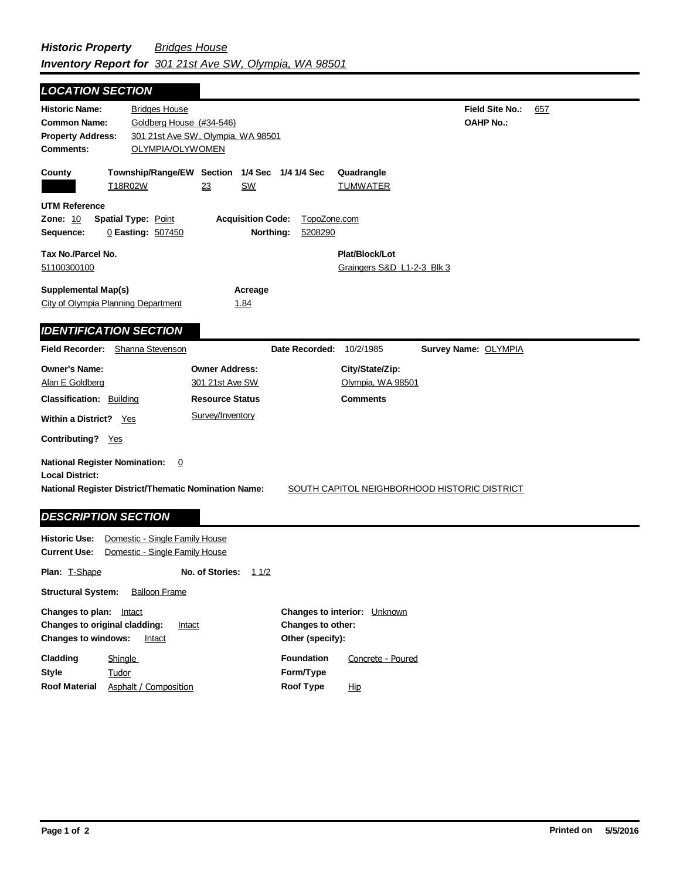***Historic Property Inventory Report for*** *Bridges House* *301 21st Ave SW, Olympia, WA 98501*

## LOCATION SECTION

**Historic Name:** Bridges House
**Common Name:** Goldberg House (#34-546)
**Property Address:** 301 21st Ave SW, Olympia, WA 98501
**Comments:** OLYMPIA/OLYWOMEN

**Field Site No.:** 657
**OAHP No.:**

| County | Township/Range/EW | Section | 1/4 Sec | 1/4 1/4 Sec | Quadrangle |
|---|---|---|---|---|---|
| | T18R02W | 23 | SW | | TUMWATER |

**UTM Reference**
**Zone:** 10 **Spatial Type:** Point **Acquisition Code:** TopoZone.com
**Sequence:** 0 **Easting:** 507450 **Northing:** 5208290

**Tax No./Parcel No.**
51100300100

**Plat/Block/Lot**
Graingers S&D L1-2-3 Blk 3

**Supplemental Map(s)**
City of Olympia Planning Department

**Acreage**
1.84

## IDENTIFICATION SECTION

**Field Recorder:** Shanna Stevenson **Date Recorded:** 10/2/1985 **Survey Name:** OLYMPIA

| Owner's Name: | Owner Address: | City/State/Zip: |
|---|---|---|
| Alan E Goldberg | 301 21st Ave SW | Olympia, WA 98501 |

**Classification:** Building
**Resource Status:** Survey/Inventory
**Comments**
**Within a District?** Yes
**Contributing?** Yes

**National Register Nomination:** 0
**Local District:**
**National Register District/Thematic Nomination Name:** SOUTH CAPITOL NEIGHBORHOOD HISTORIC DISTRICT

## DESCRIPTION SECTION

**Historic Use:** Domestic - Single Family House
**Current Use:** Domestic - Single Family House

**Plan:** T-Shape **No. of Stories:** 1 1/2

**Structural System:** Balloon Frame

**Changes to plan:** Intact
**Changes to original cladding:** Intact
**Changes to windows:** Intact
**Changes to interior:** Unknown
**Changes to other:**
**Other (specify):**

**Cladding** Shingle
**Style** Tudor
**Roof Material** Asphalt / Composition
**Foundation** Concrete - Poured
**Form/Type**
**Roof Type** Hip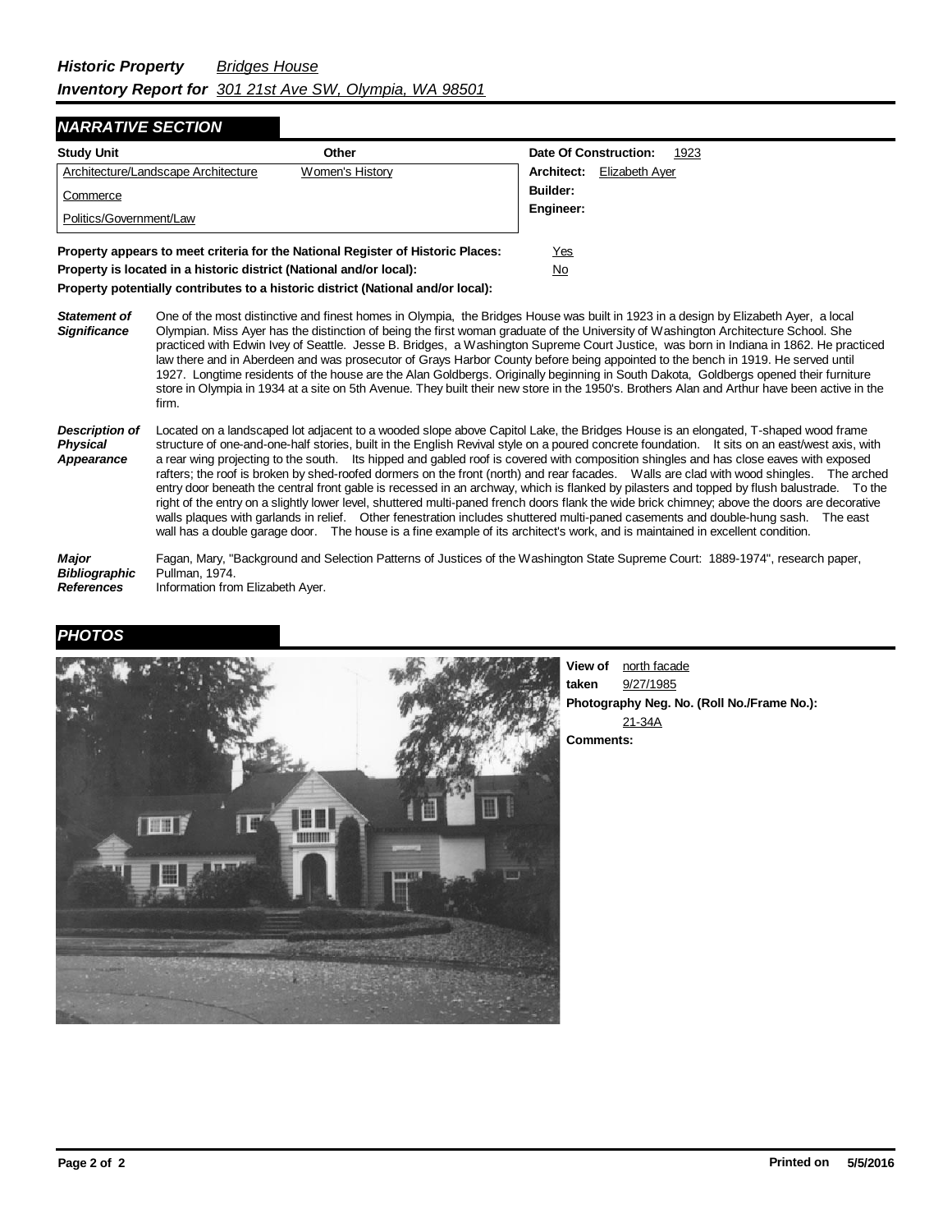***Historic Property*** *Bridges House*
***Inventory Report for*** *301 21st Ave SW, Olympia, WA 98501*

## *NARRATIVE SECTION*

| Study Unit | Other |
|---|---|
| Architecture/Landscape Architecture | Women's History |
| Commerce | |
| Politics/Government/Law | |

**Date Of Construction:** 1923
**Architect:** Elizabeth Ayer
**Builder:**
**Engineer:**

**Property appears to meet criteria for the National Register of Historic Places:** Yes
**Property is located in a historic district (National and/or local):** No
**Property potentially contributes to a historic district (National and/or local):**

***Statement of Significance***

One of the most distinctive and finest homes in Olympia, the Bridges House was built in 1923 in a design by Elizabeth Ayer, a local Olympian. Miss Ayer has the distinction of being the first woman graduate of the University of Washington Architecture School. She practiced with Edwin Ivey of Seattle. Jesse B. Bridges, a Washington Supreme Court Justice, was born in Indiana in 1862. He practiced law there and in Aberdeen and was prosecutor of Grays Harbor County before being appointed to the bench in 1919. He served until 1927. Longtime residents of the house are the Alan Goldbergs. Originally beginning in South Dakota, Goldbergs opened their furniture store in Olympia in 1934 at a site on 5th Avenue. They built their new store in the 1950's. Brothers Alan and Arthur have been active in the firm.

***Description of Physical Appearance***

Located on a landscaped lot adjacent to a wooded slope above Capitol Lake, the Bridges House is an elongated, T-shaped wood frame structure of one-and-one-half stories, built in the English Revival style on a poured concrete foundation. It sits on an east/west axis, with a rear wing projecting to the south. Its hipped and gabled roof is covered with composition shingles and has close eaves with exposed rafters; the roof is broken by shed-roofed dormers on the front (north) and rear facades. Walls are clad with wood shingles. The arched entry door beneath the central front gable is recessed in an archway, which is flanked by pilasters and topped by flush balustrade. To the right of the entry on a slightly lower level, shuttered multi-paned french doors flank the wide brick chimney; above the doors are decorative walls plaques with garlands in relief. Other fenestration includes shuttered multi-paned casements and double-hung sash. The east wall has a double garage door. The house is a fine example of its architect's work, and is maintained in excellent condition.

***Major Bibliographic References***

Fagan, Mary, "Background and Selection Patterns of Justices of the Washington State Supreme Court: 1889-1974", research paper, Pullman, 1974.
Information from Elizabeth Ayer.

## *PHOTOS*

**View of** north facade
**taken** 9/27/1985
**Photography Neg. No. (Roll No./Frame No.):** 21-34A
**Comments:**